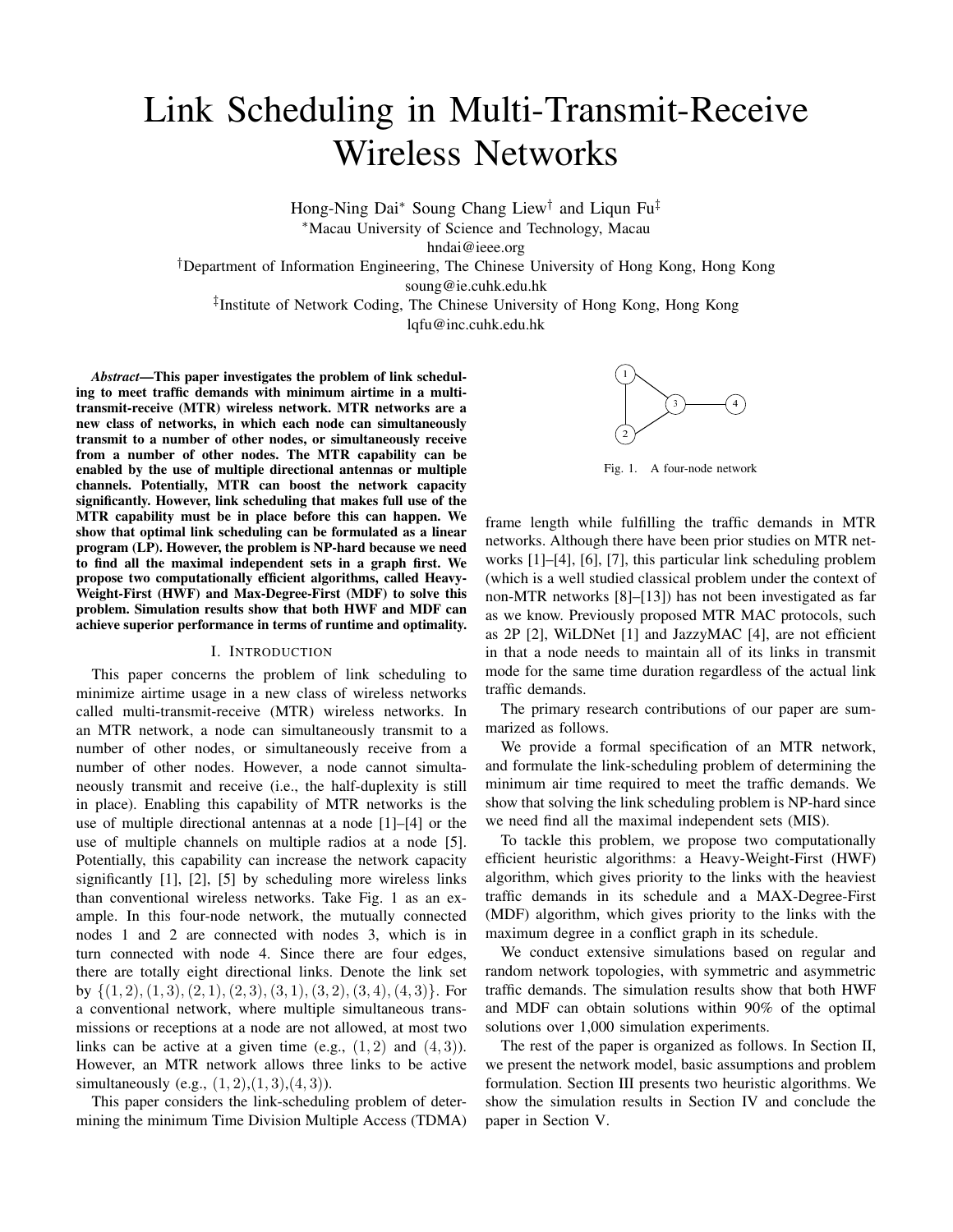# Link Scheduling in Multi-Transmit-Receive Wireless Networks

Hong-Ning Dai[*] Soung Chang Liew[†] and Liqun Fu[‡]

[*]Macau University of Science and Technology, Macau
hndai@ieee.org

[†]Department of Information Engineering, The Chinese University of Hong Kong, Hong Kong
soung@ie.cuhk.edu.hk

[‡]Institute of Network Coding, The Chinese University of Hong Kong, Hong Kong
lqfu@inc.cuhk.edu.hk

***Abstract*—This paper investigates the problem of link scheduling to meet traffic demands with minimum airtime in a multi-transmit-receive (MTR) wireless network. MTR networks are a new class of networks, in which each node can simultaneously transmit to a number of other nodes, or simultaneously receive from a number of other nodes. The MTR capability can be enabled by the use of multiple directional antennas or multiple channels. Potentially, MTR can boost the network capacity significantly. However, link scheduling that makes full use of the MTR capability must be in place before this can happen. We show that optimal link scheduling can be formulated as a linear program (LP). However, the problem is NP-hard because we need to find all the maximal independent sets in a graph first. We propose two computationally efficient algorithms, called Heavy-Weight-First (HWF) and Max-Degree-First (MDF) to solve this problem. Simulation results show that both HWF and MDF can achieve superior performance in terms of runtime and optimality.**

## I. Introduction

This paper concerns the problem of link scheduling to minimize airtime usage in a new class of wireless networks called multi-transmit-receive (MTR) wireless networks. In an MTR network, a node can simultaneously transmit to a number of other nodes, or simultaneously receive from a number of other nodes. However, a node cannot simultaneously transmit and receive (i.e., the half-duplexity is still in place). Enabling this capability of MTR networks is the use of multiple directional antennas at a node [1]–[4] or the use of multiple channels on multiple radios at a node [5]. Potentially, this capability can increase the network capacity significantly [1], [2], [5] by scheduling more wireless links than conventional wireless networks. Take Fig. 1 as an example. In this four-node network, the mutually connected nodes 1 and 2 are connected with nodes 3, which is in turn connected with node 4. Since there are four edges, there are totally eight directional links. Denote the link set by $\{(1,2),(1,3),(2,1),(2,3),(3,1),(3,2),(3,4),(4,3)\}$. For a conventional network, where multiple simultaneous transmissions or receptions at a node are not allowed, at most two links can be active at a given time (e.g., $(1,2)$ and $(4,3)$). However, an MTR network allows three links to be active simultaneously (e.g., $(1,2)$,$(1,3)$,$(4,3)$).

This paper considers the link-scheduling problem of determining the minimum Time Division Multiple Access (TDMA) frame length while fulfilling the traffic demands in MTR networks. Although there have been prior studies on MTR networks [1]–[4], [6], [7], this particular link scheduling problem (which is a well studied classical problem under the context of non-MTR networks [8]–[13]) has not been investigated as far as we know. Previously proposed MTR MAC protocols, such as 2P [2], WiLDNet [1] and JazzyMAC [4], are not efficient in that a node needs to maintain all of its links in transmit mode for the same time duration regardless of the actual link traffic demands.

Fig. 1. A four-node network

The primary research contributions of our paper are summarized as follows.

We provide a formal specification of an MTR network, and formulate the link-scheduling problem of determining the minimum air time required to meet the traffic demands. We show that solving the link scheduling problem is NP-hard since we need find all the maximal independent sets (MIS).

To tackle this problem, we propose two computationally efficient heuristic algorithms: a Heavy-Weight-First (HWF) algorithm, which gives priority to the links with the heaviest traffic demands in its schedule and a MAX-Degree-First (MDF) algorithm, which gives priority to the links with the maximum degree in a conflict graph in its schedule.

We conduct extensive simulations based on regular and random network topologies, with symmetric and asymmetric traffic demands. The simulation results show that both HWF and MDF can obtain solutions within 90% of the optimal solutions over 1,000 simulation experiments.

The rest of the paper is organized as follows. In Section II, we present the network model, basic assumptions and problem formulation. Section III presents two heuristic algorithms. We show the simulation results in Section IV and conclude the paper in Section V.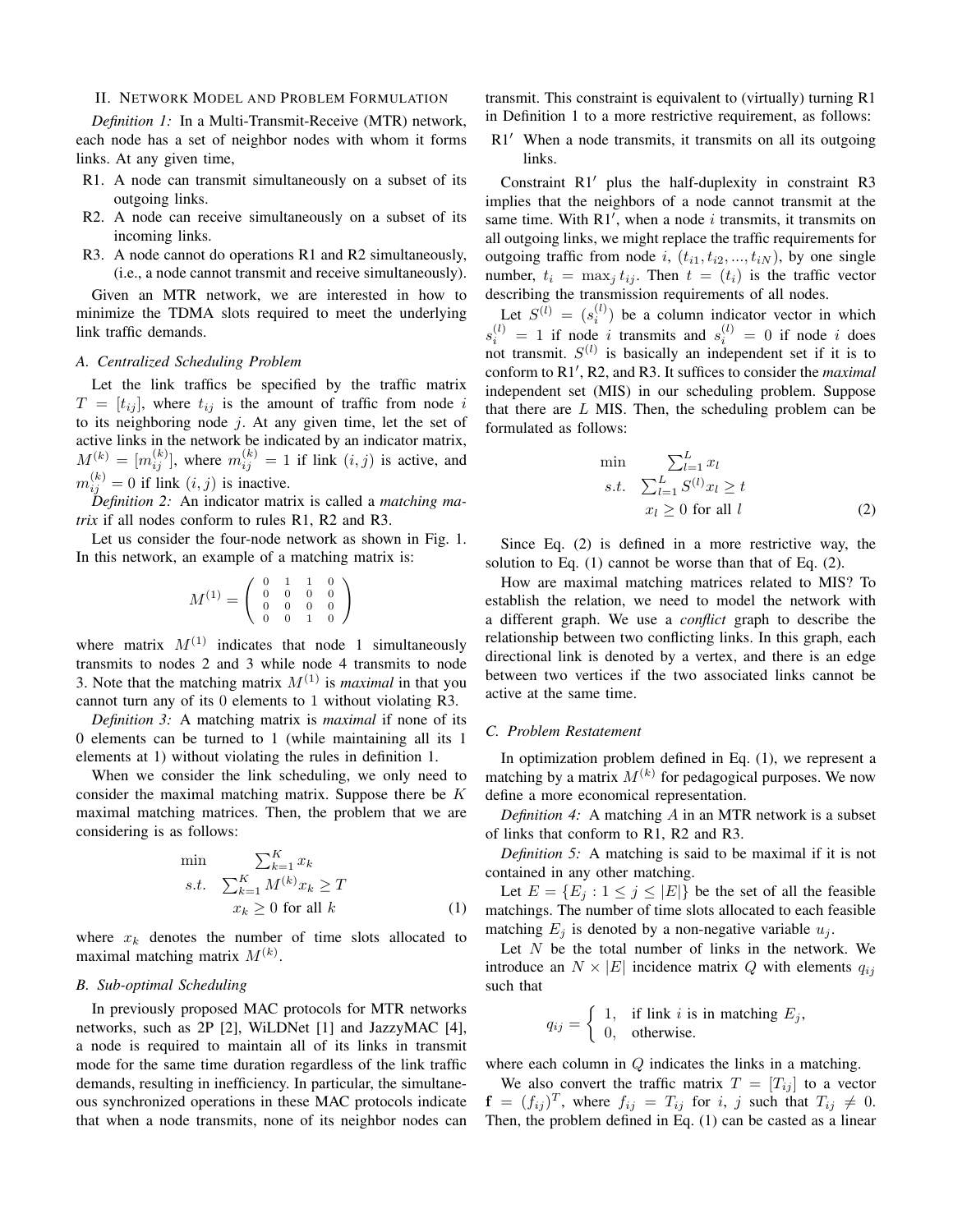## II. Network Model and Problem Formulation

*Definition 1:* In a Multi-Transmit-Receive (MTR) network, each node has a set of neighbor nodes with whom it forms links. At any given time,

- R1. A node can transmit simultaneously on a subset of its outgoing links.
- R2. A node can receive simultaneously on a subset of its incoming links.
- R3. A node cannot do operations R1 and R2 simultaneously, (i.e., a node cannot transmit and receive simultaneously).

Given an MTR network, we are interested in how to minimize the TDMA slots required to meet the underlying link traffic demands.

### A. Centralized Scheduling Problem

Let the link traffics be specified by the traffic matrix $T = [t_{ij}]$, where $t_{ij}$ is the amount of traffic from node $i$ to its neighboring node $j$. At any given time, let the set of active links in the network be indicated by an indicator matrix, $M^{(k)} = [m_{ij}^{(k)}]$, where $m_{ij}^{(k)} = 1$ if link $(i, j)$ is active, and $m_{ij}^{(k)} = 0$ if link $(i, j)$ is inactive.

*Definition 2:* An indicator matrix is called a *matching matrix* if all nodes conform to rules R1, R2 and R3.

Let us consider the four-node network as shown in Fig. 1. In this network, an example of a matching matrix is:

$$M^{(1)} = \begin{pmatrix} 0 & 1 & 1 & 0 \\ 0 & 0 & 0 & 0 \\ 0 & 0 & 0 & 0 \\ 0 & 0 & 1 & 0 \end{pmatrix}$$

where matrix $M^{(1)}$ indicates that node 1 simultaneously transmits to nodes 2 and 3 while node 4 transmits to node 3. Note that the matching matrix $M^{(1)}$ is *maximal* in that you cannot turn any of its 0 elements to 1 without violating R3.

*Definition 3:* A matching matrix is *maximal* if none of its 0 elements can be turned to 1 (while maintaining all its 1 elements at 1) without violating the rules in definition 1.

When we consider the link scheduling, we only need to consider the maximal matching matrix. Suppose there be $K$ maximal matching matrices. Then, the problem that we are considering is as follows:

$$\begin{aligned} \min \quad & \textstyle\sum_{k=1}^{K} x_k \\ s.t. \quad & \textstyle\sum_{k=1}^{K} M^{(k)} x_k \geq T \\ & x_k \geq 0 \text{ for all } k \end{aligned} \tag{1}$$

where $x_k$ denotes the number of time slots allocated to maximal matching matrix $M^{(k)}$.

### B. Sub-optimal Scheduling

In previously proposed MAC protocols for MTR networks networks, such as 2P [2], WiLDNet [1] and JazzyMAC [4], a node is required to maintain all of its links in transmit mode for the same time duration regardless of the link traffic demands, resulting in inefficiency. In particular, the simultaneous synchronized operations in these MAC protocols indicate that when a node transmits, none of its neighbor nodes can transmit. This constraint is equivalent to (virtually) turning R1 in Definition 1 to a more restrictive requirement, as follows:

- R1′ When a node transmits, it transmits on all its outgoing links.

Constraint R1′ plus the half-duplexity in constraint R3 implies that the neighbors of a node cannot transmit at the same time. With R1′, when a node $i$ transmits, it transmits on all outgoing links, we might replace the traffic requirements for outgoing traffic from node $i$, $(t_{i1}, t_{i2}, ..., t_{iN})$, by one single number, $t_i = \max_j t_{ij}$. Then $t = (t_i)$ is the traffic vector describing the transmission requirements of all nodes.

Let $S^{(l)} = (s_i^{(l)})$ be a column indicator vector in which $s_i^{(l)} = 1$ if node $i$ transmits and $s_i^{(l)} = 0$ if node $i$ does not transmit. $S^{(l)}$ is basically an independent set if it is to conform to R1′, R2, and R3. It suffices to consider the *maximal* independent set (MIS) in our scheduling problem. Suppose that there are $L$ MIS. Then, the scheduling problem can be formulated as follows:

$$\begin{aligned} \min \quad & \textstyle\sum_{l=1}^{L} x_l \\ s.t. \quad & \textstyle\sum_{l=1}^{L} S^{(l)} x_l \geq t \\ & x_l \geq 0 \text{ for all } l \end{aligned} \tag{2}$$

Since Eq. (2) is defined in a more restrictive way, the solution to Eq. (1) cannot be worse than that of Eq. (2).

How are maximal matching matrices related to MIS? To establish the relation, we need to model the network with a different graph. We use a *conflict* graph to describe the relationship between two conflicting links. In this graph, each directional link is denoted by a vertex, and there is an edge between two vertices if the two associated links cannot be active at the same time.

### C. Problem Restatement

In optimization problem defined in Eq. (1), we represent a matching by a matrix $M^{(k)}$ for pedagogical purposes. We now define a more economical representation.

*Definition 4:* A matching $A$ in an MTR network is a subset of links that conform to R1, R2 and R3.

*Definition 5:* A matching is said to be maximal if it is not contained in any other matching.

Let $E = \{E_j : 1 \leq j \leq |E|\}$ be the set of all the feasible matchings. The number of time slots allocated to each feasible matching $E_j$ is denoted by a non-negative variable $u_j$.

Let $N$ be the total number of links in the network. We introduce an $N \times |E|$ incidence matrix $Q$ with elements $q_{ij}$ such that

$$q_{ij} = \begin{cases} 1, & \text{if link } i \text{ is in matching } E_j, \\ 0, & \text{otherwise.} \end{cases}$$

where each column in $Q$ indicates the links in a matching.

We also convert the traffic matrix $T = [T_{ij}]$ to a vector $\mathbf{f} = (f_{ij})^T$, where $f_{ij} = T_{ij}$ for $i$, $j$ such that $T_{ij} \neq 0$. Then, the problem defined in Eq. (1) can be casted as a linear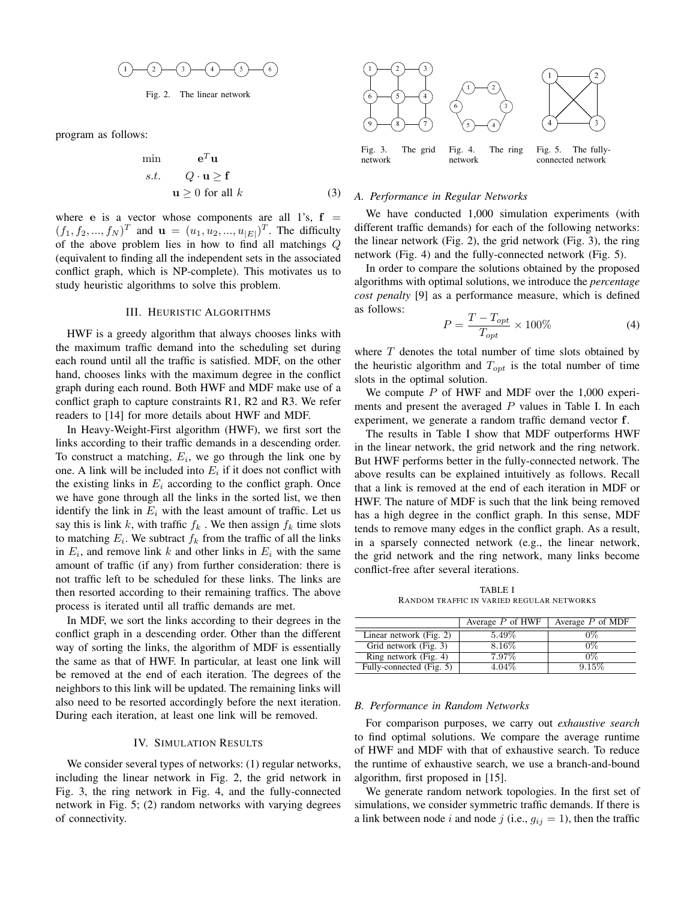Fig. 2. The linear network

program as follows:

$$
\begin{aligned}
\min \quad & \mathbf{e}^T\mathbf{u} \\
s.t. \quad & Q \cdot \mathbf{u} \geq \mathbf{f} \\
& \mathbf{u} \geq 0 \text{ for all } k
\end{aligned} \tag{3}
$$

where $\mathbf{e}$ is a vector whose components are all 1's, $\mathbf{f} = (f_1, f_2, ..., f_N)^T$ and $\mathbf{u} = (u_1, u_2, ..., u_{|E|})^T$. The difficulty of the above problem lies in how to find all matchings $Q$ (equivalent to finding all the independent sets in the associated conflict graph, which is NP-complete). This motivates us to study heuristic algorithms to solve this problem.

## III. Heuristic Algorithms

HWF is a greedy algorithm that always chooses links with the maximum traffic demand into the scheduling set during each round until all the traffic is satisfied. MDF, on the other hand, chooses links with the maximum degree in the conflict graph during each round. Both HWF and MDF make use of a conflict graph to capture constraints R1, R2 and R3. We refer readers to [14] for more details about HWF and MDF.

In Heavy-Weight-First algorithm (HWF), we first sort the links according to their traffic demands in a descending order. To construct a matching, $E_i$, we go through the link one by one. A link will be included into $E_i$ if it does not conflict with the existing links in $E_i$ according to the conflict graph. Once we have gone through all the links in the sorted list, we then identify the link in $E_i$ with the least amount of traffic. Let us say this is link $k$, with traffic $f_k$ . We then assign $f_k$ time slots to matching $E_i$. We subtract $f_k$ from the traffic of all the links in $E_i$, and remove link $k$ and other links in $E_i$ with the same amount of traffic (if any) from further consideration: there is not traffic left to be scheduled for these links. The links are then resorted according to their remaining traffics. The above process is iterated until all traffic demands are met.

In MDF, we sort the links according to their degrees in the conflict graph in a descending order. Other than the different way of sorting the links, the algorithm of MDF is essentially the same as that of HWF. In particular, at least one link will be removed at the end of each iteration. The degrees of the neighbors to this link will be updated. The remaining links will also need to be resorted accordingly before the next iteration. During each iteration, at least one link will be removed.

## IV. Simulation Results

We consider several types of networks: (1) regular networks, including the linear network in Fig. 2, the grid network in Fig. 3, the ring network in Fig. 4, and the fully-connected network in Fig. 5; (2) random networks with varying degrees of connectivity.

Fig. 3. The grid network

Fig. 4. The ring network

Fig. 5. The fully-connected network

### A. Performance in Regular Networks

We have conducted 1,000 simulation experiments (with different traffic demands) for each of the following networks: the linear network (Fig. 2), the grid network (Fig. 3), the ring network (Fig. 4) and the fully-connected network (Fig. 5).

In order to compare the solutions obtained by the proposed algorithms with optimal solutions, we introduce the *percentage cost penalty* [9] as a performance measure, which is defined as follows:

$$
P = \frac{T - T_{opt}}{T_{opt}} \times 100\% \tag{4}
$$

where $T$ denotes the total number of time slots obtained by the heuristic algorithm and $T_{opt}$ is the total number of time slots in the optimal solution.

We compute $P$ of HWF and MDF over the 1,000 experiments and present the averaged $P$ values in Table I. In each experiment, we generate a random traffic demand vector $\mathbf{f}$.

The results in Table I show that MDF outperforms HWF in the linear network, the grid network and the ring network. But HWF performs better in the fully-connected network. The above results can be explained intuitively as follows. Recall that a link is removed at the end of each iteration in MDF or HWF. The nature of MDF is such that the link being removed has a high degree in the conflict graph. In this sense, MDF tends to remove many edges in the conflict graph. As a result, in a sparsely connected network (e.g., the linear network, the grid network and the ring network, many links become conflict-free after several iterations.

TABLE I
Random traffic in varied regular networks

| | Average $P$ of HWF | Average $P$ of MDF |
|---|---|---|
| Linear network (Fig. 2) | 5.49% | 0% |
| Grid network (Fig. 3) | 8.16% | 0% |
| Ring network (Fig. 4) | 7.97% | 0% |
| Fully-connected (Fig. 5) | 4.04% | 9.15% |

### B. Performance in Random Networks

For comparison purposes, we carry out *exhaustive search* to find optimal solutions. We compare the average runtime of HWF and MDF with that of exhaustive search. To reduce the runtime of exhaustive search, we use a branch-and-bound algorithm, first proposed in [15].

We generate random network topologies. In the first set of simulations, we consider symmetric traffic demands. If there is a link between node $i$ and node $j$ (i.e., $g_{ij} = 1$), then the traffic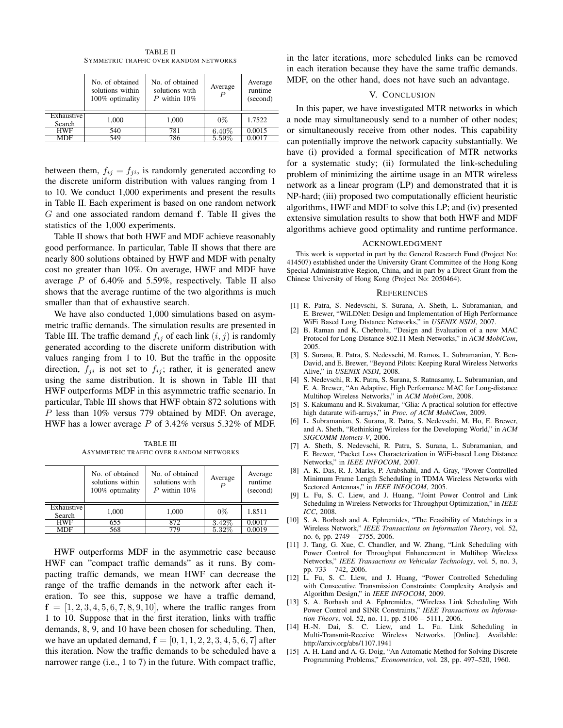TABLE II

SYMMETRIC TRAFFIC OVER RANDOM NETWORKS

| | No. of obtained solutions within 100% optimality | No. of obtained solutions with $P$ within 10% | Average $P$ | Average runtime (second) |
|---|---|---|---|---|
| Exhaustive Search | 1,000 | 1,000 | 0% | 1.7522 |
| HWF | 540 | 781 | 6.40% | 0.0015 |
| MDF | 549 | 786 | 5.59% | 0.0017 |

between them, $f_{ij} = f_{ji}$, is randomly generated according to the discrete uniform distribution with values ranging from 1 to 10. We conduct 1,000 experiments and present the results in Table II. Each experiment is based on one random network $G$ and one associated random demand $\mathbf{f}$. Table II gives the statistics of the 1,000 experiments.

Table II shows that both HWF and MDF achieve reasonably good performance. In particular, Table II shows that there are nearly 800 solutions obtained by HWF and MDF with penalty cost no greater than 10%. On average, HWF and MDF have average $P$ of 6.40% and 5.59%, respectively. Table II also shows that the average runtime of the two algorithms is much smaller than that of exhaustive search.

We have also conducted 1,000 simulations based on asymmetric traffic demands. The simulation results are presented in Table III. The traffic demand $f_{ij}$ of each link $(i, j)$ is randomly generated according to the discrete uniform distribution with values ranging from 1 to 10. But the traffic in the opposite direction, $f_{ji}$ is not set to $f_{ij}$; rather, it is generated anew using the same distribution. It is shown in Table III that HWF outperforms MDF in this asymmetric traffic scenario. In particular, Table III shows that HWF obtain 872 solutions with $P$ less than 10% versus 779 obtained by MDF. On average, HWF has a lower average $P$ of 3.42% versus 5.32% of MDF.

TABLE III

ASYMMETRIC TRAFFIC OVER RANDOM NETWORKS

| | No. of obtained solutions within 100% optimality | No. of obtained solutions with $P$ within 10% | Average $P$ | Average runtime (second) |
|---|---|---|---|---|
| Exhaustive Search | 1,000 | 1,000 | 0% | 1.8511 |
| HWF | 655 | 872 | 3.42% | 0.0017 |
| MDF | 568 | 779 | 5.32% | 0.0019 |

HWF outperforms MDF in the asymmetric case because HWF can "compact traffic demands" as it runs. By compacting traffic demands, we mean HWF can decrease the range of the traffic demands in the network after each iteration. To see this, suppose we have a traffic demand, $\mathbf{f} = [1, 2, 3, 4, 5, 6, 7, 8, 9, 10]$, where the traffic ranges from 1 to 10. Suppose that in the first iteration, links with traffic demands, 8, 9, and 10 have been chosen for scheduling. Then, we have an updated demand, $\mathbf{f} = [0, 1, 1, 2, 2, 3, 4, 5, 6, 7]$ after this iteration. Now the traffic demands to be scheduled have a narrower range (i.e., 1 to 7) in the future. With compact traffic, in the later iterations, more scheduled links can be removed in each iteration because they have the same traffic demands. MDF, on the other hand, does not have such an advantage.

## V. CONCLUSION

In this paper, we have investigated MTR networks in which a node may simultaneously send to a number of other nodes; or simultaneously receive from other nodes. This capability can potentially improve the network capacity substantially. We have (i) provided a formal specification of MTR networks for a systematic study; (ii) formulated the link-scheduling problem of minimizing the airtime usage in an MTR wireless network as a linear program (LP) and demonstrated that it is NP-hard; (iii) proposed two computationally efficient heuristic algorithms, HWF and MDF to solve this LP; and (iv) presented extensive simulation results to show that both HWF and MDF algorithms achieve good optimality and runtime performance.

## ACKNOWLEDGMENT

This work is supported in part by the General Research Fund (Project No: 414507) established under the University Grant Committee of the Hong Kong Special Administrative Region, China, and in part by a Direct Grant from the Chinese University of Hong Kong (Project No: 2050464).

## REFERENCES

[1] R. Patra, S. Nedevschi, S. Surana, A. Sheth, L. Subramanian, and E. Brewer, "WiLDNet: Design and Implementation of High Performance WiFi Based Long Distance Networks," in *USENIX NSDI*, 2007.

[2] B. Raman and K. Chebrolu, "Design and Evaluation of a new MAC Protocol for Long-Distance 802.11 Mesh Networks," in *ACM MobiCom*, 2005.

[3] S. Surana, R. Patra, S. Nedevschi, M. Ramos, L. Subramanian, Y. Ben-David, and E. Brewer, "Beyond Pilots: Keeping Rural Wireless Networks Alive," in *USENIX NSDI*, 2008.

[4] S. Nedevschi, R. K. Patra, S. Surana, S. Ratnasamy, L. Subramanian, and E. A. Brewer, "An Adaptive, High Performance MAC for Long-distance Multihop Wireless Networks," in *ACM MobiCom*, 2008.

[5] S. Kakumanu and R. Sivakumar, "Glia: A practical solution for effective high datarate wifi-arrays," in *Proc. of ACM MobiCom*, 2009.

[6] L. Subramanian, S. Surana, R. Patra, S. Nedevschi, M. Ho, E. Brewer, and A. Sheth, "Rethinking Wireless for the Developing World," in *ACM SIGCOMM Hotnets-V*, 2006.

[7] A. Sheth, S. Nedevschi, R. Patra, S. Surana, L. Subramanian, and E. Brewer, "Packet Loss Characterization in WiFi-based Long Distance Networks," in *IEEE INFOCOM*, 2007.

[8] A. K. Das, R. J. Marks, P. Arabshahi, and A. Gray, "Power Controlled Minimum Frame Length Scheduling in TDMA Wireless Networks with Sectored Antennas," in *IEEE INFOCOM*, 2005.

[9] L. Fu, S. C. Liew, and J. Huang, "Joint Power Control and Link Scheduling in Wireless Networks for Throughput Optimization," in *IEEE ICC*, 2008.

[10] S. A. Borbash and A. Ephremides, "The Feasibility of Matchings in a Wireless Network," *IEEE Transactions on Information Theory*, vol. 52, no. 6, pp. 2749 – 2755, 2006.

[11] J. Tang, G. Xue, C. Chandler, and W. Zhang, "Link Scheduling with Power Control for Throughput Enhancement in Multihop Wireless Networks," *IEEE Transactions on Vehicular Technology*, vol. 5, no. 3, pp. 733 – 742, 2006.

[12] L. Fu, S. C. Liew, and J. Huang, "Power Controlled Scheduling with Consecutive Transmission Constraints: Complexity Analysis and Algorithm Design," in *IEEE INFOCOM*, 2009.

[13] S. A. Borbash and A. Ephremides, "Wireless Link Scheduling With Power Control and SINR Constraints," *IEEE Transactions on Information Theory*, vol. 52, no. 11, pp. 5106 – 5111, 2006.

[14] H.-N. Dai, S. C. Liew, and L. Fu. Link Scheduling in Multi-Transmit-Receive Wireless Networks. [Online]. Available: http://arxiv.org/abs/1107.1941

[15] A. H. Land and A. G. Doig, "An Automatic Method for Solving Discrete Programming Problems," *Econometrica*, vol. 28, pp. 497–520, 1960.